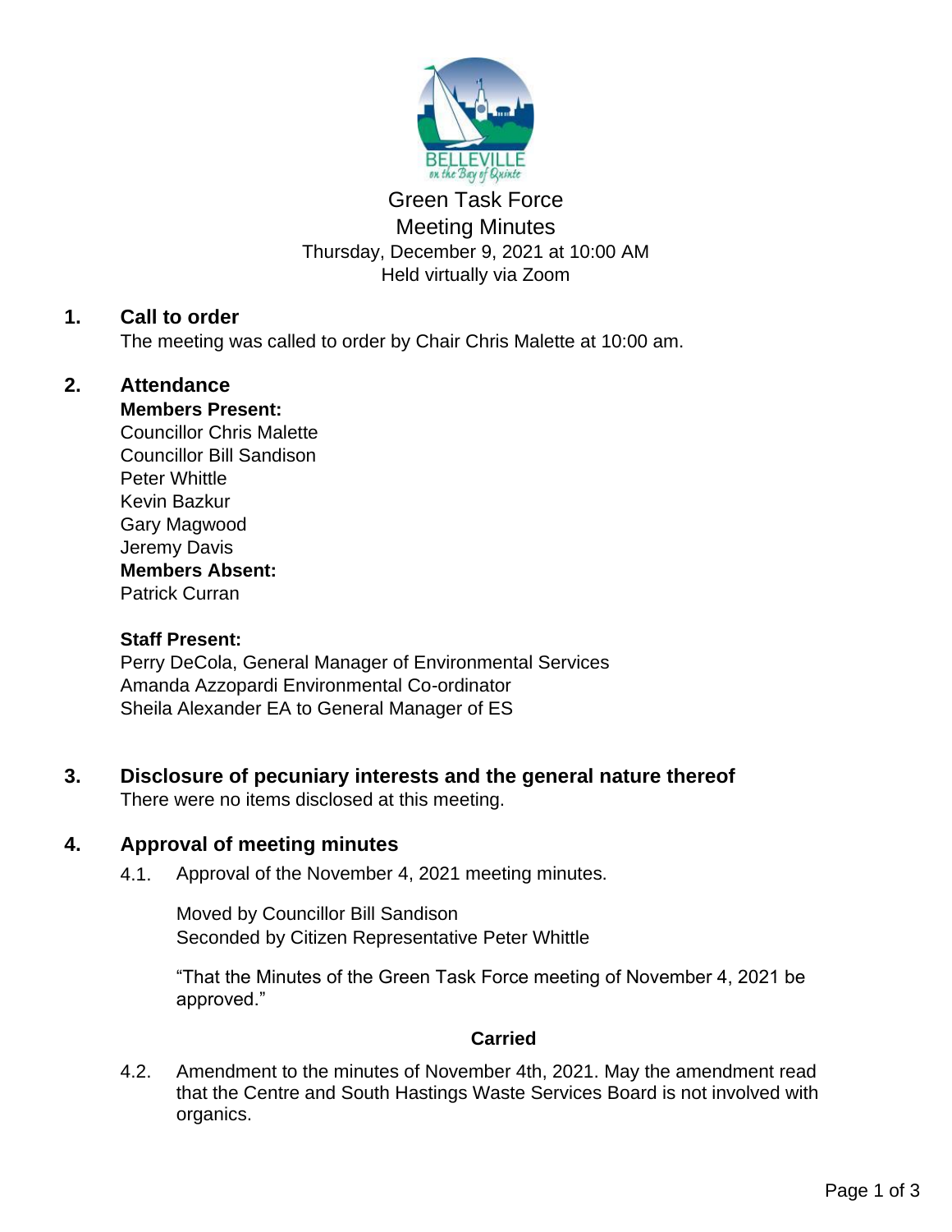# Green Task Force
## Meeting Minutes

Thursday, December 9, 2021 at 10:00 AM
Held virtually via Zoom

## 1. Call to order

The meeting was called to order by Chair Chris Malette at 10:00 am.

## 2. Attendance

**Members Present:**
Councillor Chris Malette
Councillor Bill Sandison
Peter Whittle
Kevin Bazkur
Gary Magwood
Jeremy Davis

**Members Absent:**
Patrick Curran

**Staff Present:**
Perry DeCola, General Manager of Environmental Services
Amanda Azzopardi Environmental Co-ordinator
Sheila Alexander EA to General Manager of ES

## 3. Disclosure of pecuniary interests and the general nature thereof

There were no items disclosed at this meeting.

## 4. Approval of meeting minutes

4.1. Approval of the November 4, 2021 meeting minutes.

Moved by Councillor Bill Sandison
Seconded by Citizen Representative Peter Whittle

"That the Minutes of the Green Task Force meeting of November 4, 2021 be approved."

**Carried**

4.2. Amendment to the minutes of November 4th, 2021. May the amendment read that the Centre and South Hastings Waste Services Board is not involved with organics.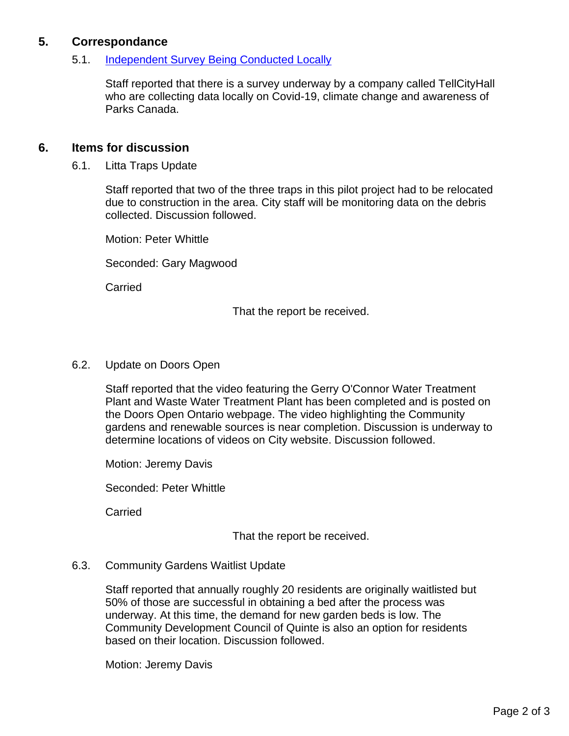## 5. Correspondance

### 5.1. Independent Survey Being Conducted Locally

Staff reported that there is a survey underway by a company called TellCityHall who are collecting data locally on Covid-19, climate change and awareness of Parks Canada.

## 6. Items for discussion

### 6.1. Litta Traps Update

Staff reported that two of the three traps in this pilot project had to be relocated due to construction in the area. City staff will be monitoring data on the debris collected. Discussion followed.

Motion: Peter Whittle

Seconded: Gary Magwood

Carried

That the report be received.

### 6.2. Update on Doors Open

Staff reported that the video featuring the Gerry O'Connor Water Treatment Plant and Waste Water Treatment Plant has been completed and is posted on the Doors Open Ontario webpage. The video highlighting the Community gardens and renewable sources is near completion. Discussion is underway to determine locations of videos on City website. Discussion followed.

Motion: Jeremy Davis

Seconded: Peter Whittle

Carried

That the report be received.

### 6.3. Community Gardens Waitlist Update

Staff reported that annually roughly 20 residents are originally waitlisted but 50% of those are successful in obtaining a bed after the process was underway. At this time, the demand for new garden beds is low. The Community Development Council of Quinte is also an option for residents based on their location. Discussion followed.

Motion: Jeremy Davis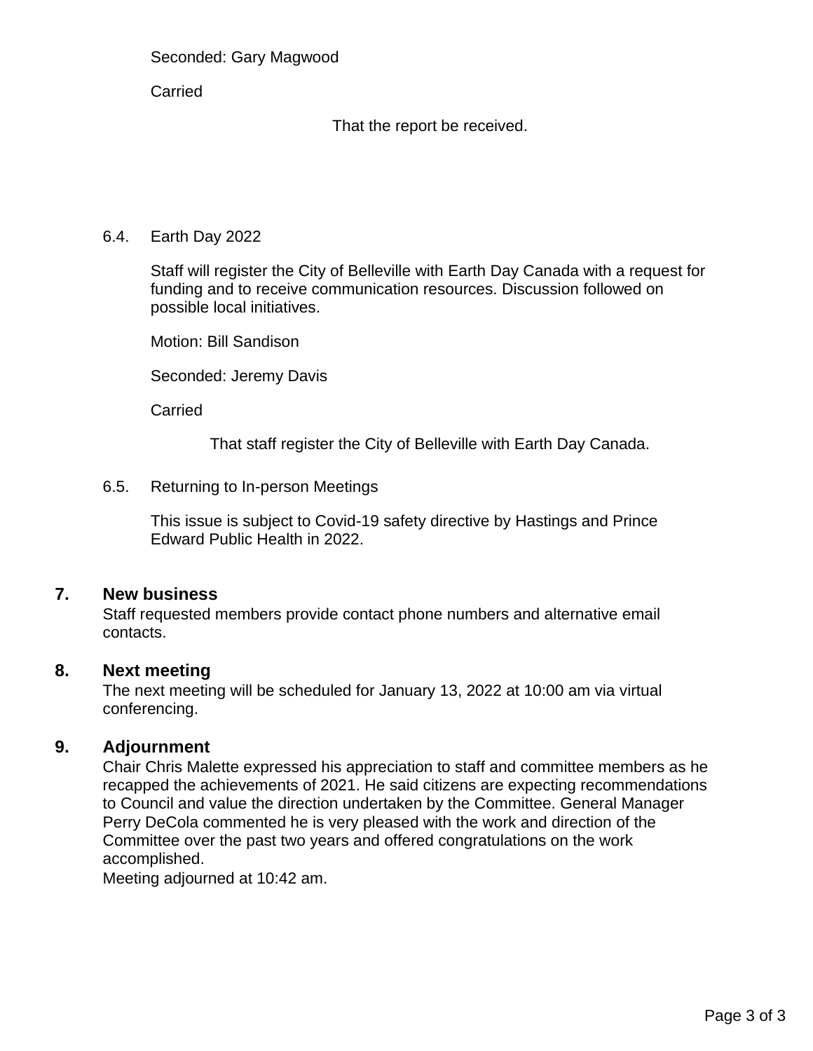Seconded: Gary Magwood

Carried

That the report be received.

6.4. Earth Day 2022

Staff will register the City of Belleville with Earth Day Canada with a request for funding and to receive communication resources. Discussion followed on possible local initiatives.

Motion: Bill Sandison

Seconded: Jeremy Davis

Carried

That staff register the City of Belleville with Earth Day Canada.

6.5. Returning to In-person Meetings

This issue is subject to Covid-19 safety directive by Hastings and Prince Edward Public Health in 2022.

## 7. New business

Staff requested members provide contact phone numbers and alternative email contacts.

## 8. Next meeting

The next meeting will be scheduled for January 13, 2022 at 10:00 am via virtual conferencing.

## 9. Adjournment

Chair Chris Malette expressed his appreciation to staff and committee members as he recapped the achievements of 2021. He said citizens are expecting recommendations to Council and value the direction undertaken by the Committee. General Manager Perry DeCola commented he is very pleased with the work and direction of the Committee over the past two years and offered congratulations on the work accomplished.

Meeting adjourned at 10:42 am.